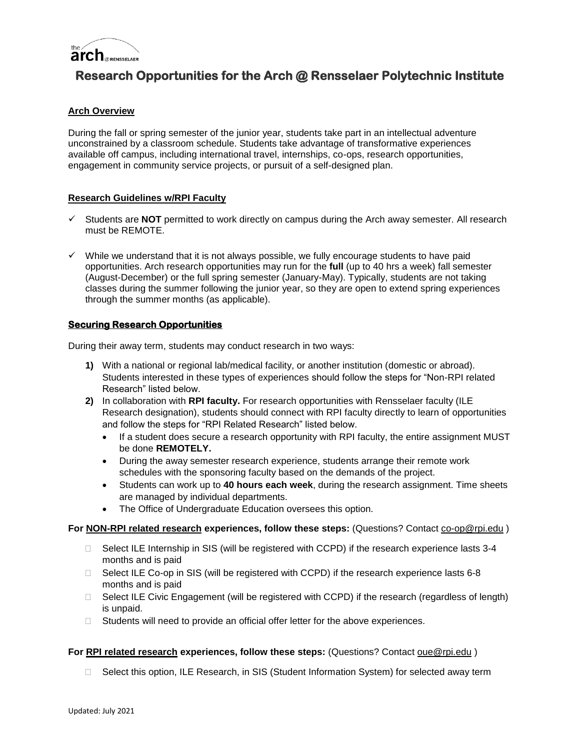# Research Opportunities for the Arch @ Rensselaer Polytechnic Institute

## Arch Overview

During the fall or spring semester of the junior year, students take part in an intellectual adventure unconstrained by a classroom schedule. Students take advantage of transformative experiences available off campus, including international travel, internships, co-ops, research opportunities, engagement in community service projects, or pursuit of a self-designed plan.

## Research Guidelines w/RPI Faculty

- ✓ Students are **NOT** permitted to work directly on campus during the Arch away semester. All research must be REMOTE.
- ✓ While we understand that it is not always possible, we fully encourage students to have paid opportunities. Arch research opportunities may run for the **full** (up to 40 hrs a week) fall semester (August-December) or the full spring semester (January-May). Typically, students are not taking classes during the summer following the junior year, so they are open to extend spring experiences through the summer months (as applicable).

## Securing Research Opportunities

During their away term, students may conduct research in two ways:

1) With a national or regional lab/medical facility, or another institution (domestic or abroad). Students interested in these types of experiences should follow the steps for "Non-RPI related Research" listed below.
2) In collaboration with **RPI faculty.** For research opportunities with Rensselaer faculty (ILE Research designation), students should connect with RPI faculty directly to learn of opportunities and follow the steps for "RPI Related Research" listed below.
   - If a student does secure a research opportunity with RPI faculty, the entire assignment MUST be done **REMOTELY.**
   - During the away semester research experience, students arrange their remote work schedules with the sponsoring faculty based on the demands of the project.
   - Students can work up to **40 hours each week**, during the research assignment. Time sheets are managed by individual departments.
   - The Office of Undergraduate Education oversees this option.

**For NON-RPI related research experiences, follow these steps:** (Questions? Contact co-op@rpi.edu )

- Select ILE Internship in SIS (will be registered with CCPD) if the research experience lasts 3-4 months and is paid
- Select ILE Co-op in SIS (will be registered with CCPD) if the research experience lasts 6-8 months and is paid
- Select ILE Civic Engagement (will be registered with CCPD) if the research (regardless of length) is unpaid.
- Students will need to provide an official offer letter for the above experiences.

**For RPI related research experiences, follow these steps:** (Questions? Contact oue@rpi.edu )

- Select this option, ILE Research, in SIS (Student Information System) for selected away term

Updated: July 2021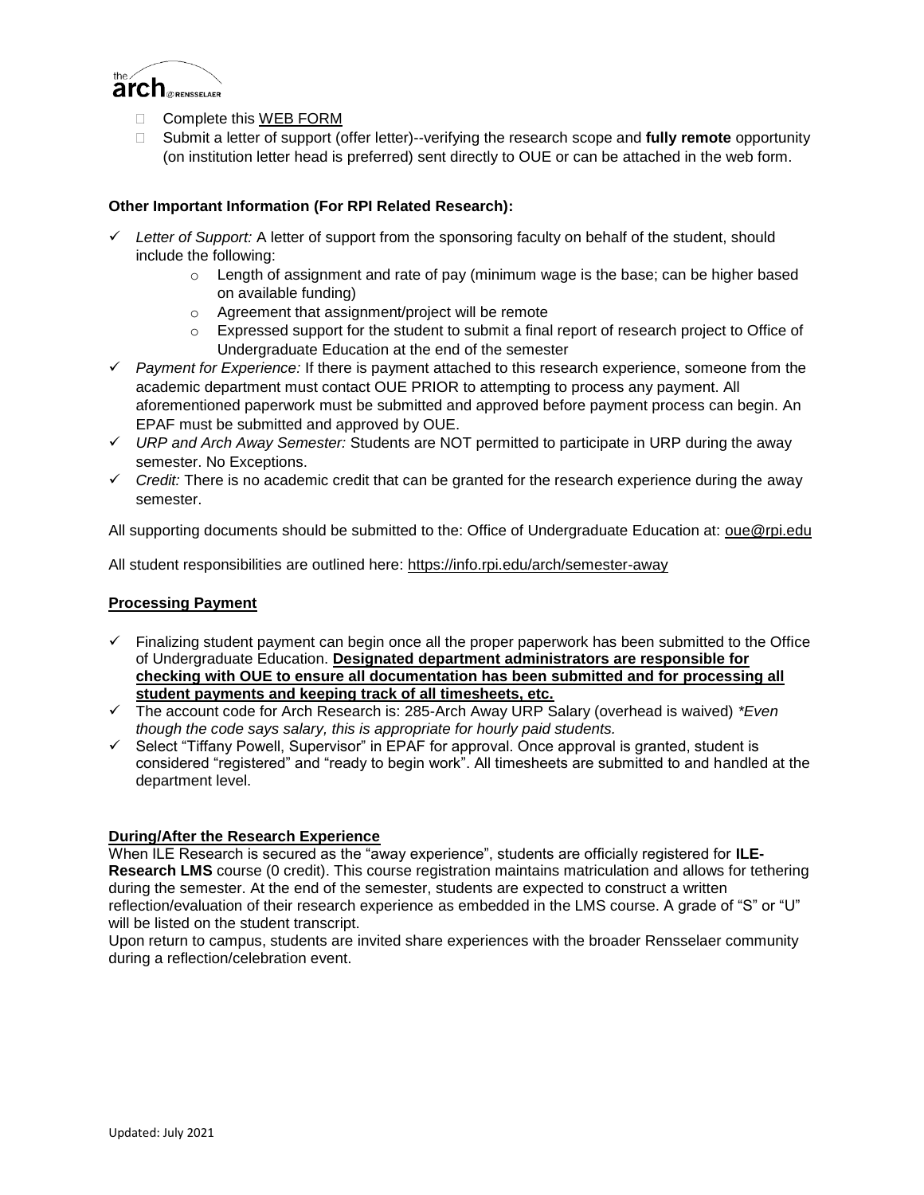- Complete this WEB FORM
- Submit a letter of support (offer letter)--verifying the research scope and **fully remote** opportunity (on institution letter head is preferred) sent directly to OUE or can be attached in the web form.

**Other Important Information (For RPI Related Research):**

- ✓ *Letter of Support:* A letter of support from the sponsoring faculty on behalf of the student, should include the following:
  - Length of assignment and rate of pay (minimum wage is the base; can be higher based on available funding)
  - Agreement that assignment/project will be remote
  - Expressed support for the student to submit a final report of research project to Office of Undergraduate Education at the end of the semester
- ✓ *Payment for Experience:* If there is payment attached to this research experience, someone from the academic department must contact OUE PRIOR to attempting to process any payment. All aforementioned paperwork must be submitted and approved before payment process can begin. An EPAF must be submitted and approved by OUE.
- ✓ *URP and Arch Away Semester:* Students are NOT permitted to participate in URP during the away semester. No Exceptions.
- ✓ *Credit:* There is no academic credit that can be granted for the research experience during the away semester.

All supporting documents should be submitted to the: Office of Undergraduate Education at: oue@rpi.edu

All student responsibilities are outlined here: https://info.rpi.edu/arch/semester-away

**Processing Payment**

- ✓ Finalizing student payment can begin once all the proper paperwork has been submitted to the Office of Undergraduate Education. **Designated department administrators are responsible for checking with OUE to ensure all documentation has been submitted and for processing all student payments and keeping track of all timesheets, etc.**
- ✓ The account code for Arch Research is: 285-Arch Away URP Salary (overhead is waived) *\*Even though the code says salary, this is appropriate for hourly paid students.*
- ✓ Select "Tiffany Powell, Supervisor" in EPAF for approval. Once approval is granted, student is considered "registered" and "ready to begin work". All timesheets are submitted to and handled at the department level.

**During/After the Research Experience**

When ILE Research is secured as the "away experience", students are officially registered for **ILE-Research LMS** course (0 credit). This course registration maintains matriculation and allows for tethering during the semester. At the end of the semester, students are expected to construct a written reflection/evaluation of their research experience as embedded in the LMS course. A grade of "S" or "U" will be listed on the student transcript.

Upon return to campus, students are invited share experiences with the broader Rensselaer community during a reflection/celebration event.

Updated: July 2021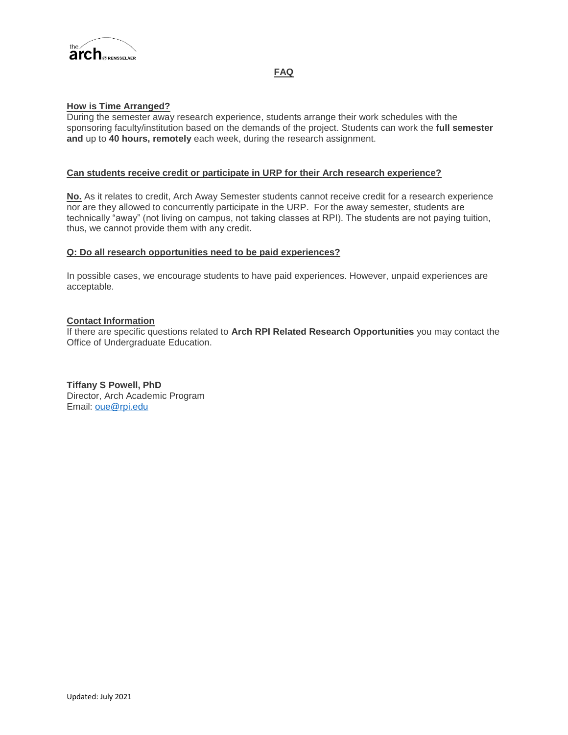# FAQ

**How is Time Arranged?**

During the semester away research experience, students arrange their work schedules with the sponsoring faculty/institution based on the demands of the project. Students can work the **full semester and** up to **40 hours, remotely** each week, during the research assignment.

**Can students receive credit or participate in URP for their Arch research experience?**

**No.** As it relates to credit, Arch Away Semester students cannot receive credit for a research experience nor are they allowed to concurrently participate in the URP. For the away semester, students are technically "away" (not living on campus, not taking classes at RPI). The students are not paying tuition, thus, we cannot provide them with any credit.

**Q: Do all research opportunities need to be paid experiences?**

In possible cases, we encourage students to have paid experiences. However, unpaid experiences are acceptable.

**Contact Information**

If there are specific questions related to **Arch RPI Related Research Opportunities** you may contact the Office of Undergraduate Education.

**Tiffany S Powell, PhD**
Director, Arch Academic Program
Email: oue@rpi.edu

Updated: July 2021